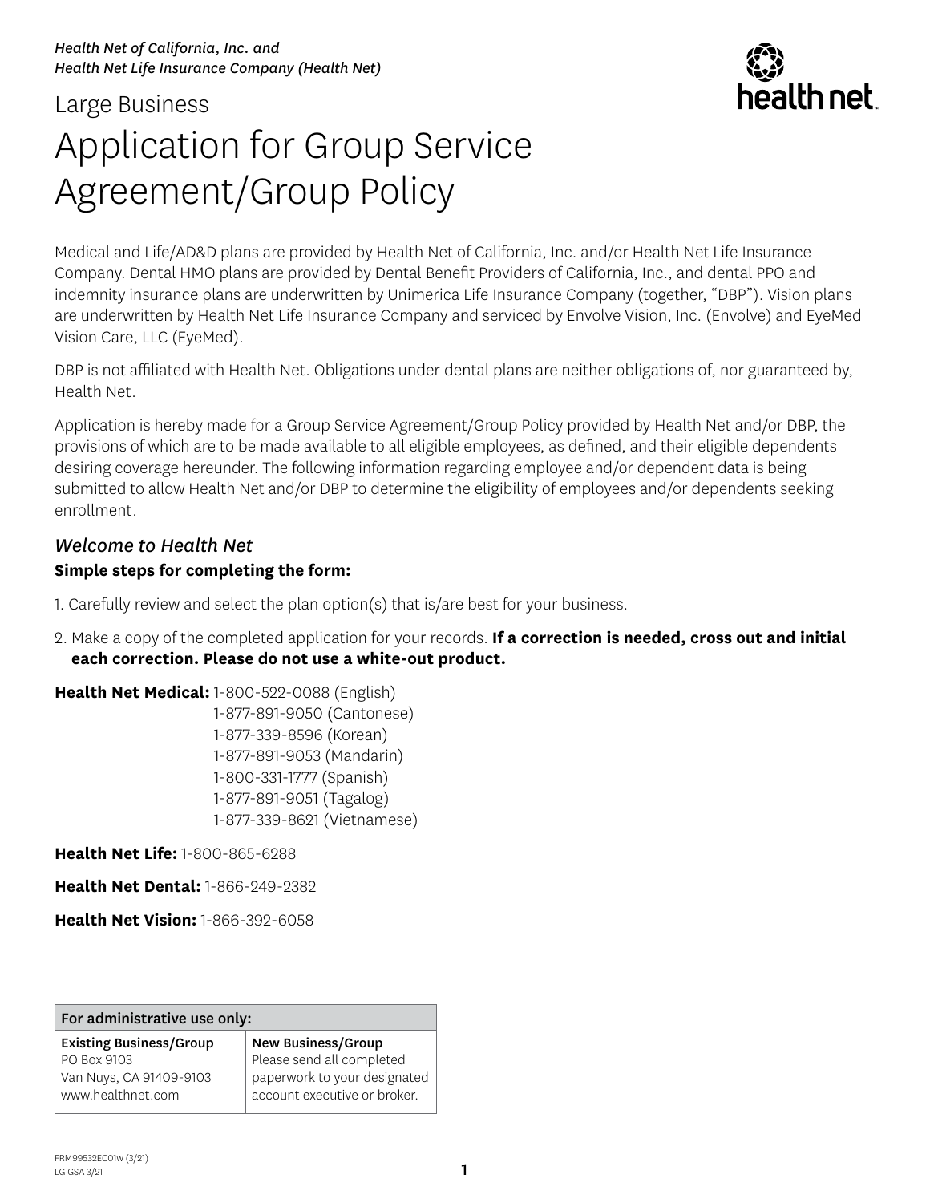*Health Net of California, Inc. and*
*Health Net Life Insurance Company (Health Net)*

Large Business

# Application for Group Service Agreement/Group Policy

Medical and Life/AD&D plans are provided by Health Net of California, Inc. and/or Health Net Life Insurance Company. Dental HMO plans are provided by Dental Benefit Providers of California, Inc., and dental PPO and indemnity insurance plans are underwritten by Unimerica Life Insurance Company (together, "DBP"). Vision plans are underwritten by Health Net Life Insurance Company and serviced by Envolve Vision, Inc. (Envolve) and EyeMed Vision Care, LLC (EyeMed).

DBP is not affiliated with Health Net. Obligations under dental plans are neither obligations of, nor guaranteed by, Health Net.

Application is hereby made for a Group Service Agreement/Group Policy provided by Health Net and/or DBP, the provisions of which are to be made available to all eligible employees, as defined, and their eligible dependents desiring coverage hereunder. The following information regarding employee and/or dependent data is being submitted to allow Health Net and/or DBP to determine the eligibility of employees and/or dependents seeking enrollment.

## *Welcome to Health Net*

**Simple steps for completing the form:**

1. Carefully review and select the plan option(s) that is/are best for your business.
2. Make a copy of the completed application for your records. **If a correction is needed, cross out and initial each correction. Please do not use a white-out product.**

**Health Net Medical:** 1-800-522-0088 (English)
1-877-891-9050 (Cantonese)
1-877-339-8596 (Korean)
1-877-891-9053 (Mandarin)
1-800-331-1777 (Spanish)
1-877-891-9051 (Tagalog)
1-877-339-8621 (Vietnamese)

**Health Net Life:** 1-800-865-6288

**Health Net Dental:** 1-866-249-2382

**Health Net Vision:** 1-866-392-6058

| For administrative use only: | |
|---|---|
| **Existing Business/Group**<br>PO Box 9103<br>Van Nuys, CA 91409-9103<br>www.healthnet.com | **New Business/Group**<br>Please send all completed paperwork to your designated account executive or broker. |

FRM99532EC01w (3/21)
LG GSA 3/21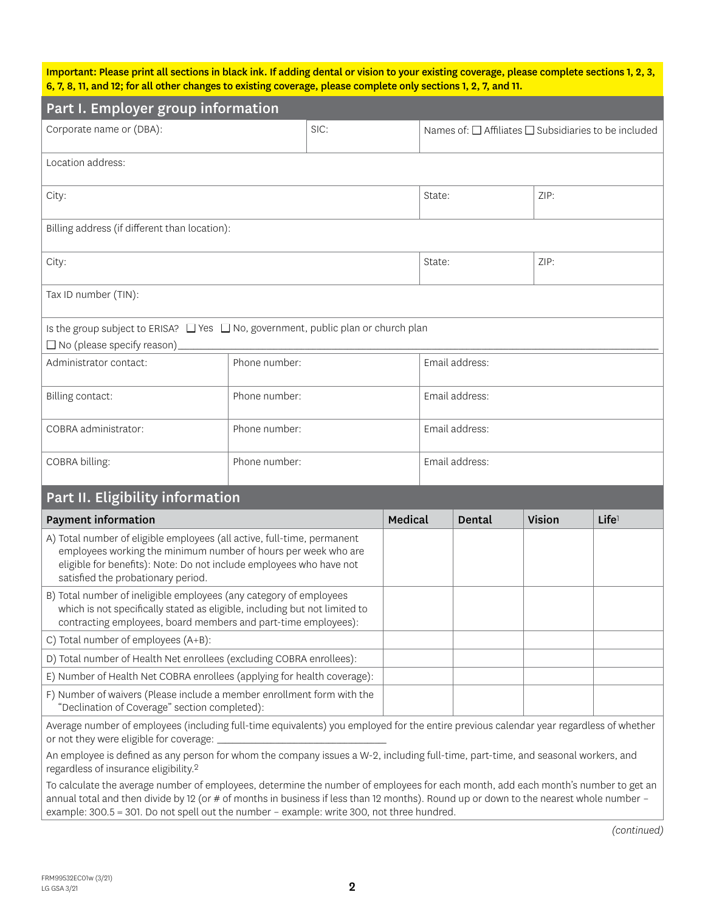**Important: Please print all sections in black ink. If adding dental or vision to your existing coverage, please complete sections 1, 2, 3, 6, 7, 8, 11, and 12; for all other changes to existing coverage, please complete only sections 1, 2, 7, and 11.**

## Part I. Employer group information

| Corporate name or (DBA): | SIC: | Names of: ☐ Affiliates ☐ Subsidiaries to be included |
|---|---|---|

Location address:

| City: | State: | ZIP: |
|---|---|---|

Billing address (if different than location):

| City: | State: | ZIP: |
|---|---|---|

Tax ID number (TIN):

Is the group subject to ERISA? ☐ Yes ☐ No, government, public plan or church plan
☐ No (please specify reason)\_\_\_\_\_\_\_\_\_\_\_\_\_\_\_\_\_\_\_\_

| Administrator contact: | Phone number: | Email address: |
|---|---|---|
| Billing contact: | Phone number: | Email address: |
| COBRA administrator: | Phone number: | Email address: |
| COBRA billing: | Phone number: | Email address: |

## Part II. Eligibility information

| Payment information | Medical | Dental | Vision | Life[1] |
|---|---|---|---|---|
| A) Total number of eligible employees (all active, full-time, permanent employees working the minimum number of hours per week who are eligible for benefits): Note: Do not include employees who have not satisfied the probationary period. | | | | |
| B) Total number of ineligible employees (any category of employees which is not specifically stated as eligible, including but not limited to contracting employees, board members and part-time employees): | | | | |
| C) Total number of employees (A+B): | | | | |
| D) Total number of Health Net enrollees (excluding COBRA enrollees): | | | | |
| E) Number of Health Net COBRA enrollees (applying for health coverage): | | | | |
| F) Number of waivers (Please include a member enrollment form with the "Declination of Coverage" section completed): | | | | |

Average number of employees (including full-time equivalents) you employed for the entire previous calendar year regardless of whether or not they were eligible for coverage: \_\_\_\_\_\_\_\_\_\_\_\_\_\_\_\_\_\_\_\_

An employee is defined as any person for whom the company issues a W-2, including full-time, part-time, and seasonal workers, and regardless of insurance eligibility.[2]

To calculate the average number of employees, determine the number of employees for each month, add each month's number to get an annual total and then divide by 12 (or # of months in business if less than 12 months). Round up or down to the nearest whole number – example: 300.5 = 301. Do not spell out the number – example: write 300, not three hundred.

*(continued)*

FRM99532EC01w (3/21)
LG GSA 3/21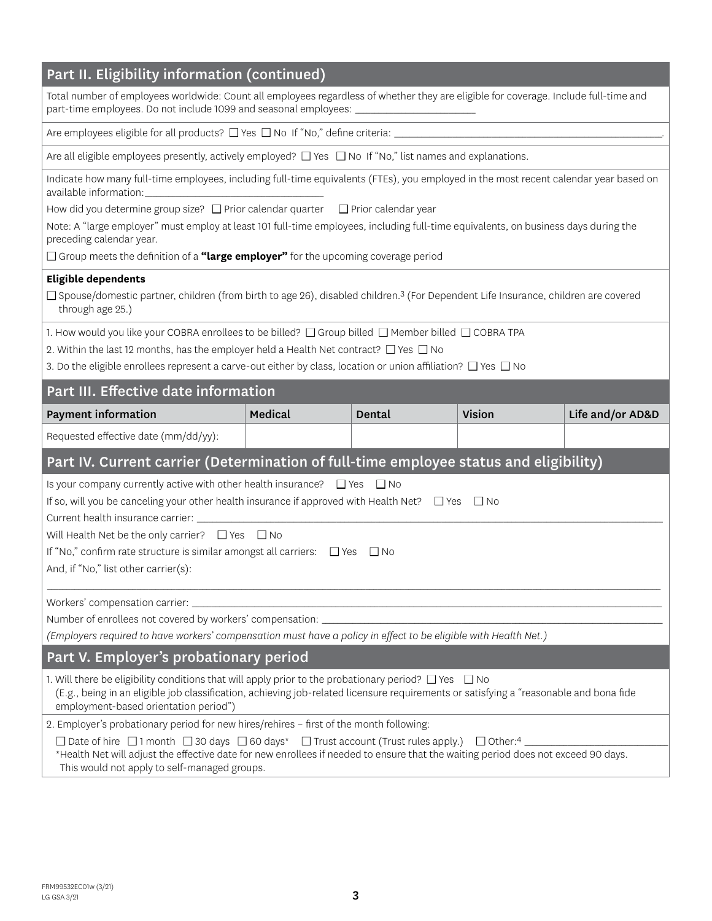## Part II. Eligibility information (continued)

Total number of employees worldwide: Count all employees regardless of whether they are eligible for coverage. Include full-time and part-time employees. Do not include 1099 and seasonal employees: ______________________

Are employees eligible for all products? ☐ Yes ☐ No If "No," define criteria: ______________________.

Are all eligible employees presently, actively employed? ☐ Yes ☐ No If "No," list names and explanations.

Indicate how many full-time employees, including full-time equivalents (FTEs), you employed in the most recent calendar year based on available information: ______________________

How did you determine group size? ☐ Prior calendar quarter ☐ Prior calendar year

Note: A "large employer" must employ at least 101 full-time employees, including full-time equivalents, on business days during the preceding calendar year.

☐ Group meets the definition of a **"large employer"** for the upcoming coverage period

**Eligible dependents**

☐ Spouse/domestic partner, children (from birth to age 26), disabled children.[3] (For Dependent Life Insurance, children are covered through age 25.)

1. How would you like your COBRA enrollees to be billed? ☐ Group billed ☐ Member billed ☐ COBRA TPA
2. Within the last 12 months, has the employer held a Health Net contract? ☐ Yes ☐ No
3. Do the eligible enrollees represent a carve-out either by class, location or union affiliation? ☐ Yes ☐ No

## Part III. Effective date information

| Payment information | Medical | Dental | Vision | Life and/or AD&D |
|---|---|---|---|---|
| Requested effective date (mm/dd/yy): | | | | |

## Part IV. Current carrier (Determination of full-time employee status and eligibility)

Is your company currently active with other health insurance? ☐ Yes ☐ No

If so, will you be canceling your other health insurance if approved with Health Net? ☐ Yes ☐ No

Current health insurance carrier: ______________________

Will Health Net be the only carrier? ☐ Yes ☐ No

If "No," confirm rate structure is similar amongst all carriers: ☐ Yes ☐ No

And, if "No," list other carrier(s):

______________________

Workers' compensation carrier: ______________________

Number of enrollees not covered by workers' compensation: ______________________

*(Employers required to have workers' compensation must have a policy in effect to be eligible with Health Net.)*

## Part V. Employer's probationary period

1. Will there be eligibility conditions that will apply prior to the probationary period? ☐ Yes ☐ No
   (E.g., being in an eligible job classification, achieving job-related licensure requirements or satisfying a "reasonable and bona fide employment-based orientation period")

2. Employer's probationary period for new hires/rehires – first of the month following:

   ☐ Date of hire ☐ 1 month ☐ 30 days ☐ 60 days* ☐ Trust account (Trust rules apply.) ☐ Other:[4] ______________________

   *Health Net will adjust the effective date for new enrollees if needed to ensure that the waiting period does not exceed 90 days. This would not apply to self-managed groups.

FRM99532EC01w (3/21)
LG GSA 3/21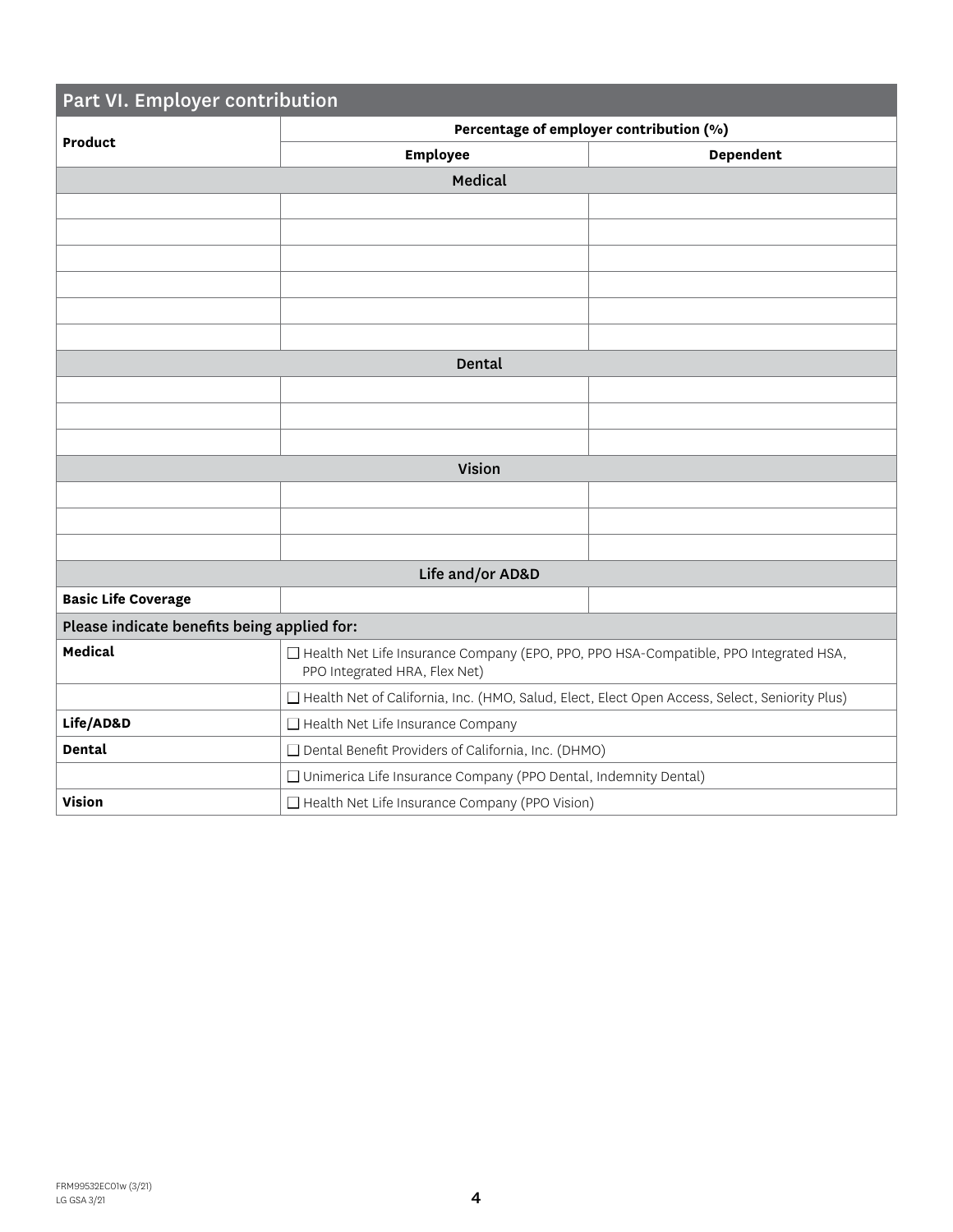## Part VI. Employer contribution

| Product | Percentage of employer contribution (%) | |
|---|---|---|
| | Employee | Dependent |
| **Medical** | | |
| | | |
| | | |
| | | |
| | | |
| | | |
| | | |
| **Dental** | | |
| | | |
| | | |
| | | |
| **Vision** | | |
| | | |
| | | |
| | | |
| **Life and/or AD&D** | | |
| **Basic Life Coverage** | | |

**Please indicate benefits being applied for:**

| | |
|---|---|
| **Medical** | ☐ Health Net Life Insurance Company (EPO, PPO, PPO HSA-Compatible, PPO Integrated HSA, PPO Integrated HRA, Flex Net) |
| | ☐ Health Net of California, Inc. (HMO, Salud, Elect, Elect Open Access, Select, Seniority Plus) |
| **Life/AD&D** | ☐ Health Net Life Insurance Company |
| **Dental** | ☐ Dental Benefit Providers of California, Inc. (DHMO) |
| | ☐ Unimerica Life Insurance Company (PPO Dental, Indemnity Dental) |
| **Vision** | ☐ Health Net Life Insurance Company (PPO Vision) |

FRM99532EC01w (3/21)
LG GSA 3/21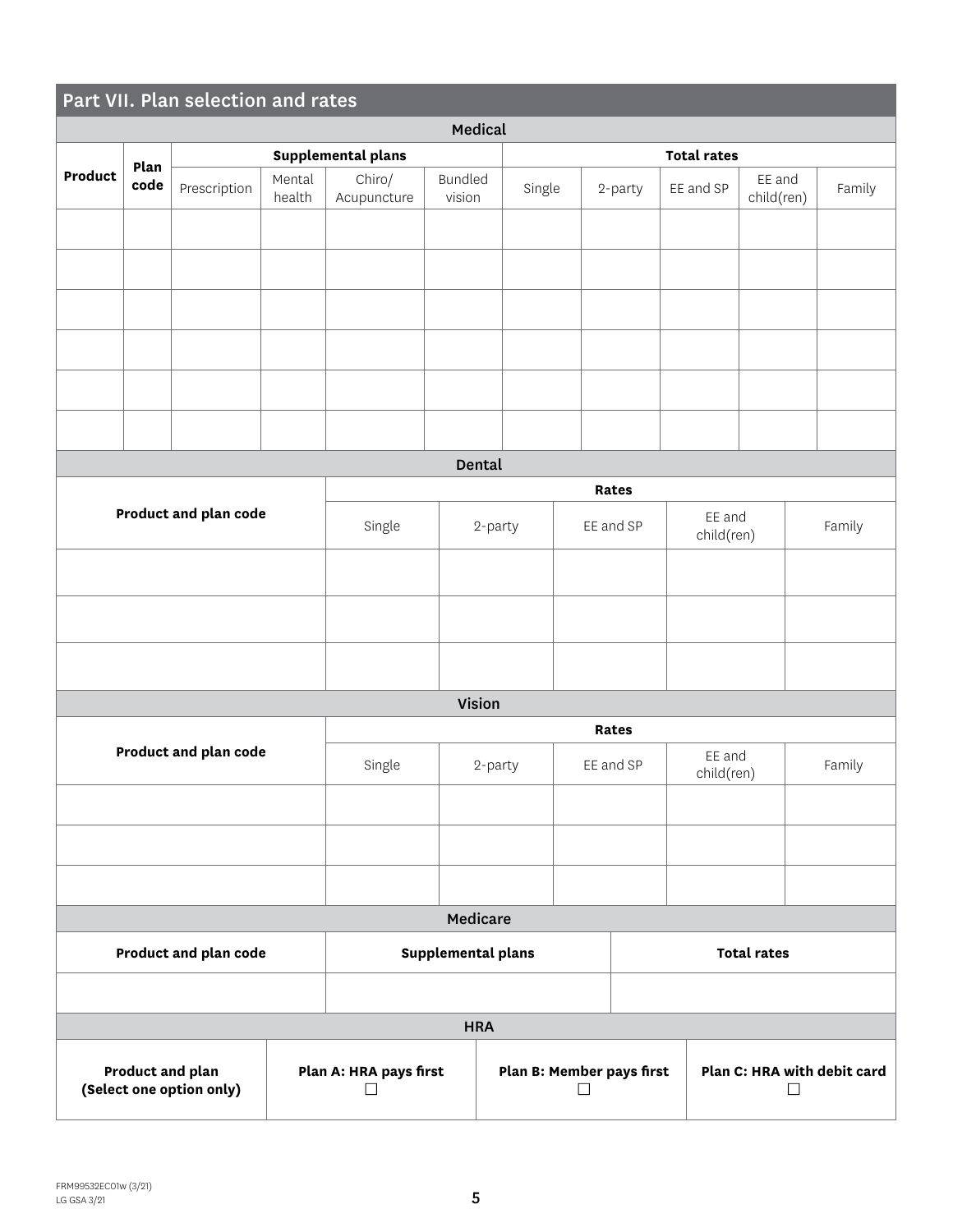## Part VII. Plan selection and rates

### Medical

| Product | Plan code | Supplemental plans | | | | Total rates | | | | |
|---|---|---|---|---|---|---|---|---|---|---|
| | | Prescription | Mental health | Chiro/ Acupuncture | Bundled vision | Single | 2-party | EE and SP | EE and child(ren) | Family |
| | | | | | | | | | | |
| | | | | | | | | | | |
| | | | | | | | | | | |
| | | | | | | | | | | |
| | | | | | | | | | | |
| | | | | | | | | | | |

### Dental

| Product and plan code | Rates | | | | |
|---|---|---|---|---|---|
| | Single | 2-party | EE and SP | EE and child(ren) | Family |
| | | | | | |
| | | | | | |
| | | | | | |

### Vision

| Product and plan code | Rates | | | | |
|---|---|---|---|---|---|
| | Single | 2-party | EE and SP | EE and child(ren) | Family |
| | | | | | |
| | | | | | |
| | | | | | |

### Medicare

| Product and plan code | Supplemental plans | Total rates |
|---|---|---|
| | | |

### HRA

| Product and plan (Select one option only) | Plan A: HRA pays first ☐ | Plan B: Member pays first ☐ | Plan C: HRA with debit card ☐ |
|---|---|---|---|

FRM99532EC01w (3/21)
LG GSA 3/21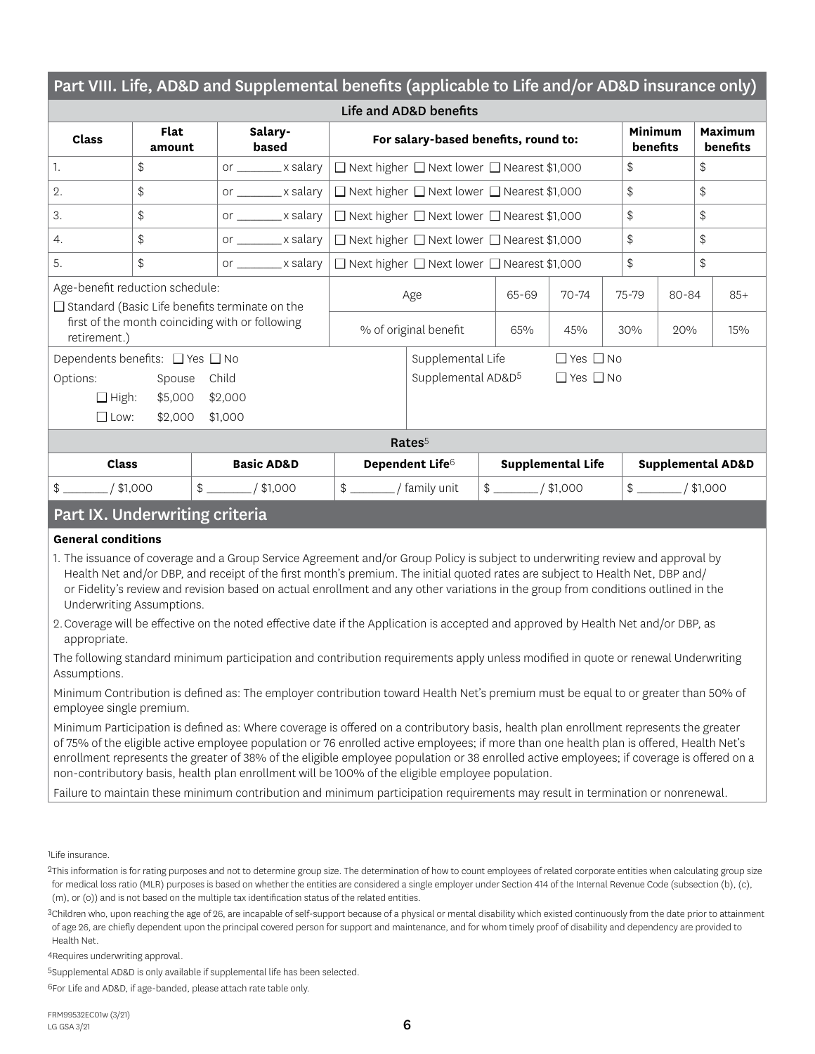## Part VIII. Life, AD&D and Supplemental benefits (applicable to Life and/or AD&D insurance only)

### Life and AD&D benefits

| Class | Flat amount | Salary-based | For salary-based benefits, round to: | Minimum benefits | Maximum benefits |
|---|---|---|---|---|---|
| 1. | $ | or ________ x salary | ☐ Next higher ☐ Next lower ☐ Nearest $1,000 | $ | $ |
| 2. | $ | or ________ x salary | ☐ Next higher ☐ Next lower ☐ Nearest $1,000 | $ | $ |
| 3. | $ | or ________ x salary | ☐ Next higher ☐ Next lower ☐ Nearest $1,000 | $ | $ |
| 4. | $ | or ________ x salary | ☐ Next higher ☐ Next lower ☐ Nearest $1,000 | $ | $ |
| 5. | $ | or ________ x salary | ☐ Next higher ☐ Next lower ☐ Nearest $1,000 | $ | $ |

Age-benefit reduction schedule:

☐ Standard (Basic Life benefits terminate on the first of the month coinciding with or following retirement.)

| Age | 65-69 | 70-74 | 75-79 | 80-84 | 85+ |
|---|---|---|---|---|---|
| % of original benefit | 65% | 45% | 30% | 20% | 15% |

Dependents benefits: ☐ Yes ☐ No

| Options: | Spouse | Child |
|---|---|---|
| ☐ High: | $5,000 | $2,000 |
| ☐ Low: | $2,000 | $1,000 |

Supplemental Life ☐ Yes ☐ No

Supplemental AD&D[5] ☐ Yes ☐ No

### Rates[5]

| Class | Basic AD&D | Dependent Life[6] | Supplemental Life | Supplemental AD&D |
|---|---|---|---|---|
| $ _______ / $1,000 | $ _______ / $1,000 | $ _______ / family unit | $ _______ / $1,000 | $ _______ / $1,000 |

## Part IX. Underwriting criteria

**General conditions**

1. The issuance of coverage and a Group Service Agreement and/or Group Policy is subject to underwriting review and approval by Health Net and/or DBP, and receipt of the first month's premium. The initial quoted rates are subject to Health Net, DBP and/or Fidelity's review and revision based on actual enrollment and any other variations in the group from conditions outlined in the Underwriting Assumptions.
2. Coverage will be effective on the noted effective date if the Application is accepted and approved by Health Net and/or DBP, as appropriate.

The following standard minimum participation and contribution requirements apply unless modified in quote or renewal Underwriting Assumptions.

Minimum Contribution is defined as: The employer contribution toward Health Net's premium must be equal to or greater than 50% of employee single premium.

Minimum Participation is defined as: Where coverage is offered on a contributory basis, health plan enrollment represents the greater of 75% of the eligible active employee population or 76 enrolled active employees; if more than one health plan is offered, Health Net's enrollment represents the greater of 38% of the eligible employee population or 38 enrolled active employees; if coverage is offered on a non-contributory basis, health plan enrollment will be 100% of the eligible employee population.

Failure to maintain these minimum contribution and minimum participation requirements may result in termination or nonrenewal.

[1] Life insurance.

[2] This information is for rating purposes and not to determine group size. The determination of how to count employees of related corporate entities when calculating group size for medical loss ratio (MLR) purposes is based on whether the entities are considered a single employer under Section 414 of the Internal Revenue Code (subsection (b), (c), (m), or (o)) and is not based on the multiple tax identification status of the related entities.

[3] Children who, upon reaching the age of 26, are incapable of self-support because of a physical or mental disability which existed continuously from the date prior to attainment of age 26, are chiefly dependent upon the principal covered person for support and maintenance, and for whom timely proof of disability and dependency are provided to Health Net.

[4] Requires underwriting approval.

[5] Supplemental AD&D is only available if supplemental life has been selected.

[6] For Life and AD&D, if age-banded, please attach rate table only.

FRM99532EC01w (3/21)
LG GSA 3/21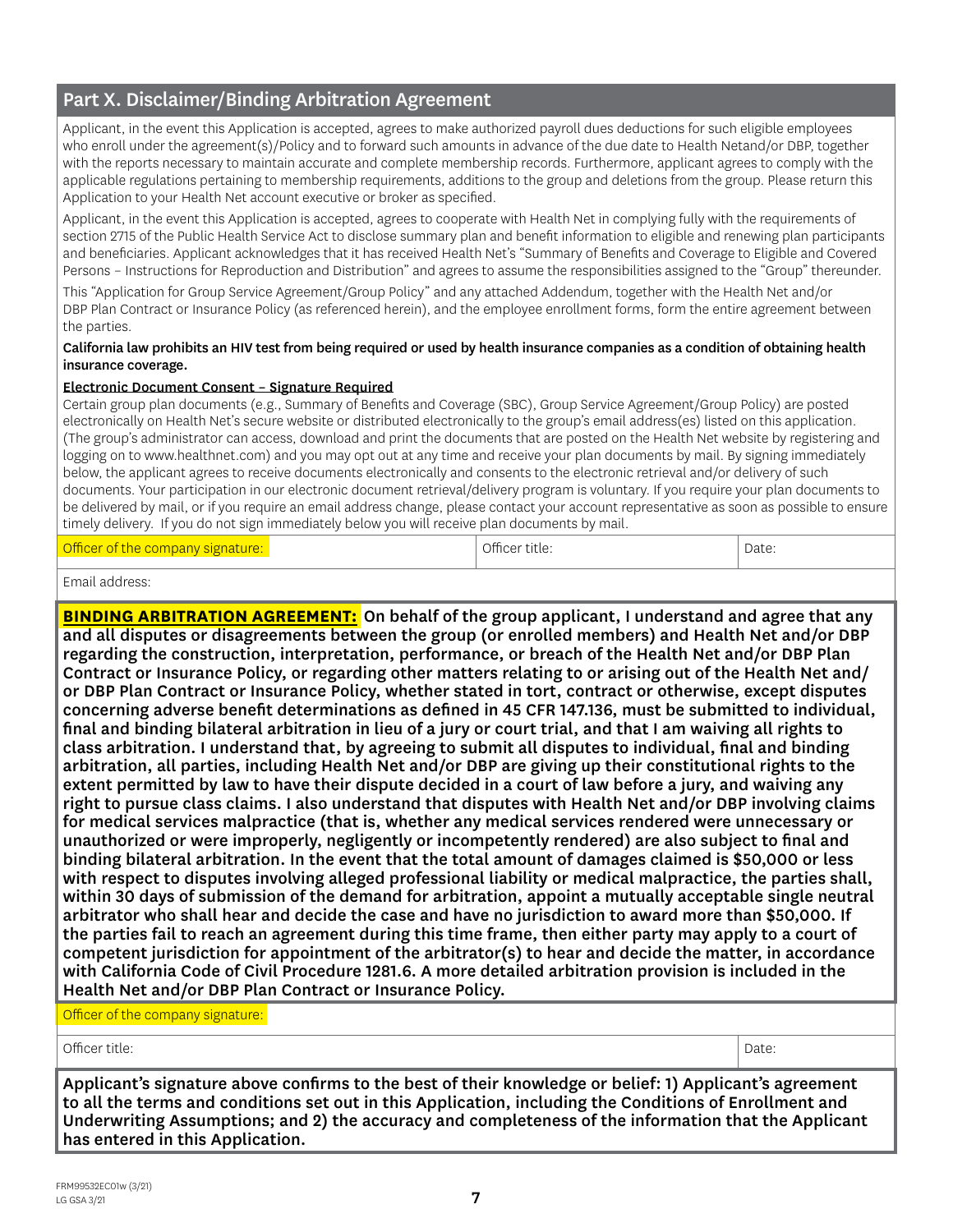## Part X. Disclaimer/Binding Arbitration Agreement

Applicant, in the event this Application is accepted, agrees to make authorized payroll dues deductions for such eligible employees who enroll under the agreement(s)/Policy and to forward such amounts in advance of the due date to Health Netand/or DBP, together with the reports necessary to maintain accurate and complete membership records. Furthermore, applicant agrees to comply with the applicable regulations pertaining to membership requirements, additions to the group and deletions from the group. Please return this Application to your Health Net account executive or broker as specified.

Applicant, in the event this Application is accepted, agrees to cooperate with Health Net in complying fully with the requirements of section 2715 of the Public Health Service Act to disclose summary plan and benefit information to eligible and renewing plan participants and beneficiaries. Applicant acknowledges that it has received Health Net's "Summary of Benefits and Coverage to Eligible and Covered Persons – Instructions for Reproduction and Distribution" and agrees to assume the responsibilities assigned to the "Group" thereunder.

This "Application for Group Service Agreement/Group Policy" and any attached Addendum, together with the Health Net and/or DBP Plan Contract or Insurance Policy (as referenced herein), and the employee enrollment forms, form the entire agreement between the parties.

**California law prohibits an HIV test from being required or used by health insurance companies as a condition of obtaining health insurance coverage.**

**Electronic Document Consent – Signature Required**

Certain group plan documents (e.g., Summary of Benefits and Coverage (SBC), Group Service Agreement/Group Policy) are posted electronically on Health Net's secure website or distributed electronically to the group's email address(es) listed on this application. (The group's administrator can access, download and print the documents that are posted on the Health Net website by registering and logging on to www.healthnet.com) and you may opt out at any time and receive your plan documents by mail. By signing immediately below, the applicant agrees to receive documents electronically and consents to the electronic retrieval and/or delivery of such documents. Your participation in our electronic document retrieval/delivery program is voluntary. If you require your plan documents to be delivered by mail, or if you require an email address change, please contact your account representative as soon as possible to ensure timely delivery. If you do not sign immediately below you will receive plan documents by mail.

| Officer of the company signature: | Officer title: | Date: |
|---|---|---|
| Email address: | | |

**BINDING ARBITRATION AGREEMENT: On behalf of the group applicant, I understand and agree that any and all disputes or disagreements between the group (or enrolled members) and Health Net and/or DBP regarding the construction, interpretation, performance, or breach of the Health Net and/or DBP Plan Contract or Insurance Policy, or regarding other matters relating to or arising out of the Health Net and/or DBP Plan Contract or Insurance Policy, whether stated in tort, contract or otherwise, except disputes concerning adverse benefit determinations as defined in 45 CFR 147.136, must be submitted to individual, final and binding bilateral arbitration in lieu of a jury or court trial, and that I am waiving all rights to class arbitration. I understand that, by agreeing to submit all disputes to individual, final and binding arbitration, all parties, including Health Net and/or DBP are giving up their constitutional rights to the extent permitted by law to have their dispute decided in a court of law before a jury, and waiving any right to pursue class claims. I also understand that disputes with Health Net and/or DBP involving claims for medical services malpractice (that is, whether any medical services rendered were unnecessary or unauthorized or were improperly, negligently or incompetently rendered) are also subject to final and binding bilateral arbitration. In the event that the total amount of damages claimed is $50,000 or less with respect to disputes involving alleged professional liability or medical malpractice, the parties shall, within 30 days of submission of the demand for arbitration, appoint a mutually acceptable single neutral arbitrator who shall hear and decide the case and have no jurisdiction to award more than $50,000. If the parties fail to reach an agreement during this time frame, then either party may apply to a court of competent jurisdiction for appointment of the arbitrator(s) to hear and decide the matter, in accordance with California Code of Civil Procedure 1281.6. A more detailed arbitration provision is included in the Health Net and/or DBP Plan Contract or Insurance Policy.**

| Officer of the company signature: | |
|---|---|
| Officer title: | Date: |

**Applicant's signature above confirms to the best of their knowledge or belief: 1) Applicant's agreement to all the terms and conditions set out in this Application, including the Conditions of Enrollment and Underwriting Assumptions; and 2) the accuracy and completeness of the information that the Applicant has entered in this Application.**

FRM99532EC01w (3/21)
LG GSA 3/21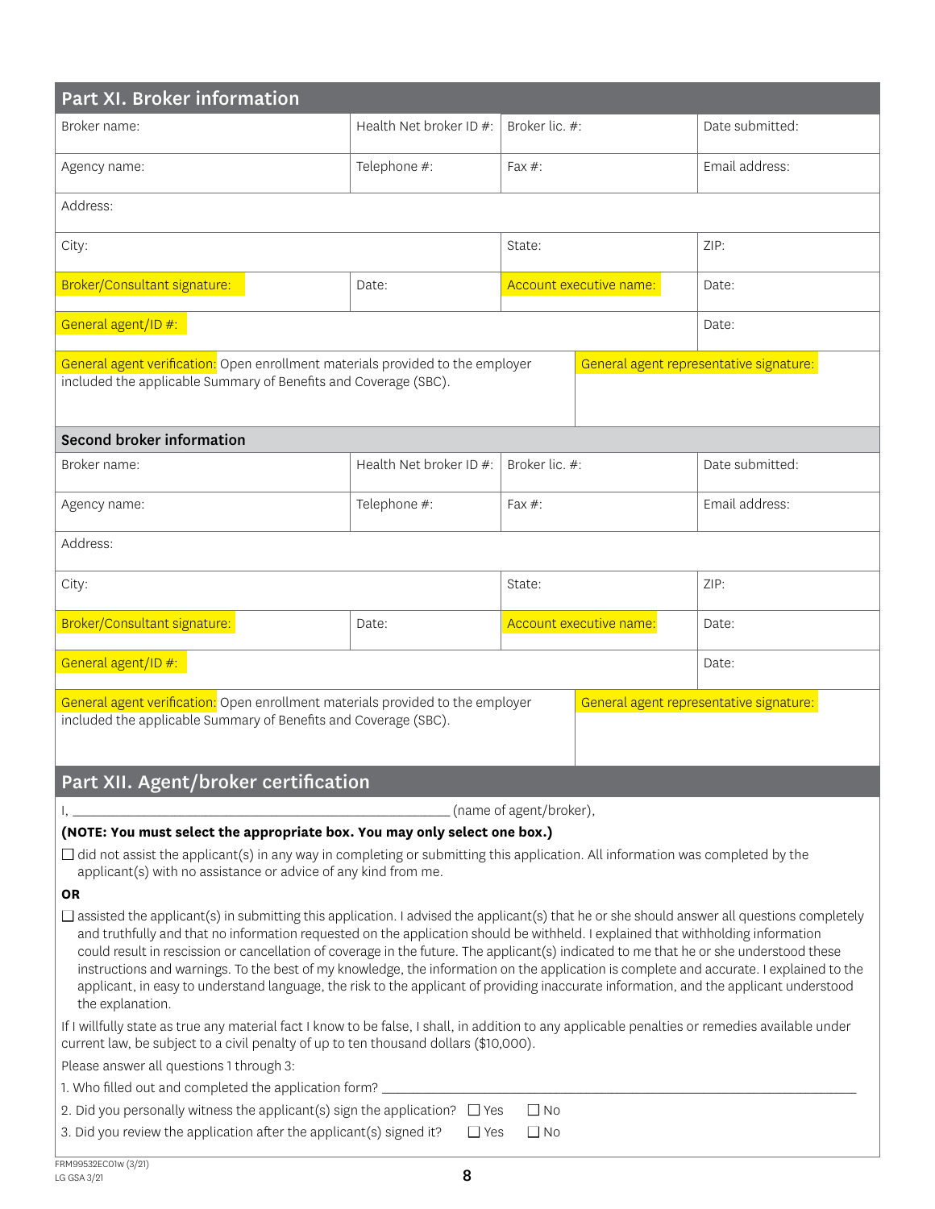## Part XI. Broker information

| Broker name: | Health Net broker ID #: | Broker lic. #: | Date submitted: |
|---|---|---|---|
| Agency name: | Telephone #: | Fax #: | Email address: |
| Address: | | | |
| City: | | State: | ZIP: |
| Broker/Consultant signature: | Date: | Account executive name: | Date: |
| General agent/ID #: | | | Date: |
| General agent verification: Open enrollment materials provided to the employer included the applicable Summary of Benefits and Coverage (SBC). | | General agent representative signature: | |

### Second broker information

| Broker name: | Health Net broker ID #: | Broker lic. #: | Date submitted: |
|---|---|---|---|
| Agency name: | Telephone #: | Fax #: | Email address: |
| Address: | | | |
| City: | | State: | ZIP: |
| Broker/Consultant signature: | Date: | Account executive name: | Date: |
| General agent/ID #: | | | Date: |
| General agent verification: Open enrollment materials provided to the employer included the applicable Summary of Benefits and Coverage (SBC). | | General agent representative signature: | |

## Part XII. Agent/broker certification

I, ______________________________________________ (name of agent/broker),

**(NOTE: You must select the appropriate box. You may only select one box.)**

☐ did not assist the applicant(s) in any way in completing or submitting this application. All information was completed by the applicant(s) with no assistance or advice of any kind from me.

**OR**

☐ assisted the applicant(s) in submitting this application. I advised the applicant(s) that he or she should answer all questions completely and truthfully and that no information requested on the application should be withheld. I explained that withholding information could result in rescission or cancellation of coverage in the future. The applicant(s) indicated to me that he or she understood these instructions and warnings. To the best of my knowledge, the information on the application is complete and accurate. I explained to the applicant, in easy to understand language, the risk to the applicant of providing inaccurate information, and the applicant understood the explanation.

If I willfully state as true any material fact I know to be false, I shall, in addition to any applicable penalties or remedies available under current law, be subject to a civil penalty of up to ten thousand dollars ($10,000).

Please answer all questions 1 through 3:

1. Who filled out and completed the application form? ______________________________________________
2. Did you personally witness the applicant(s) sign the application? ☐ Yes ☐ No
3. Did you review the application after the applicant(s) signed it? ☐ Yes ☐ No

FRM99532EC01w (3/21)
LG GSA 3/21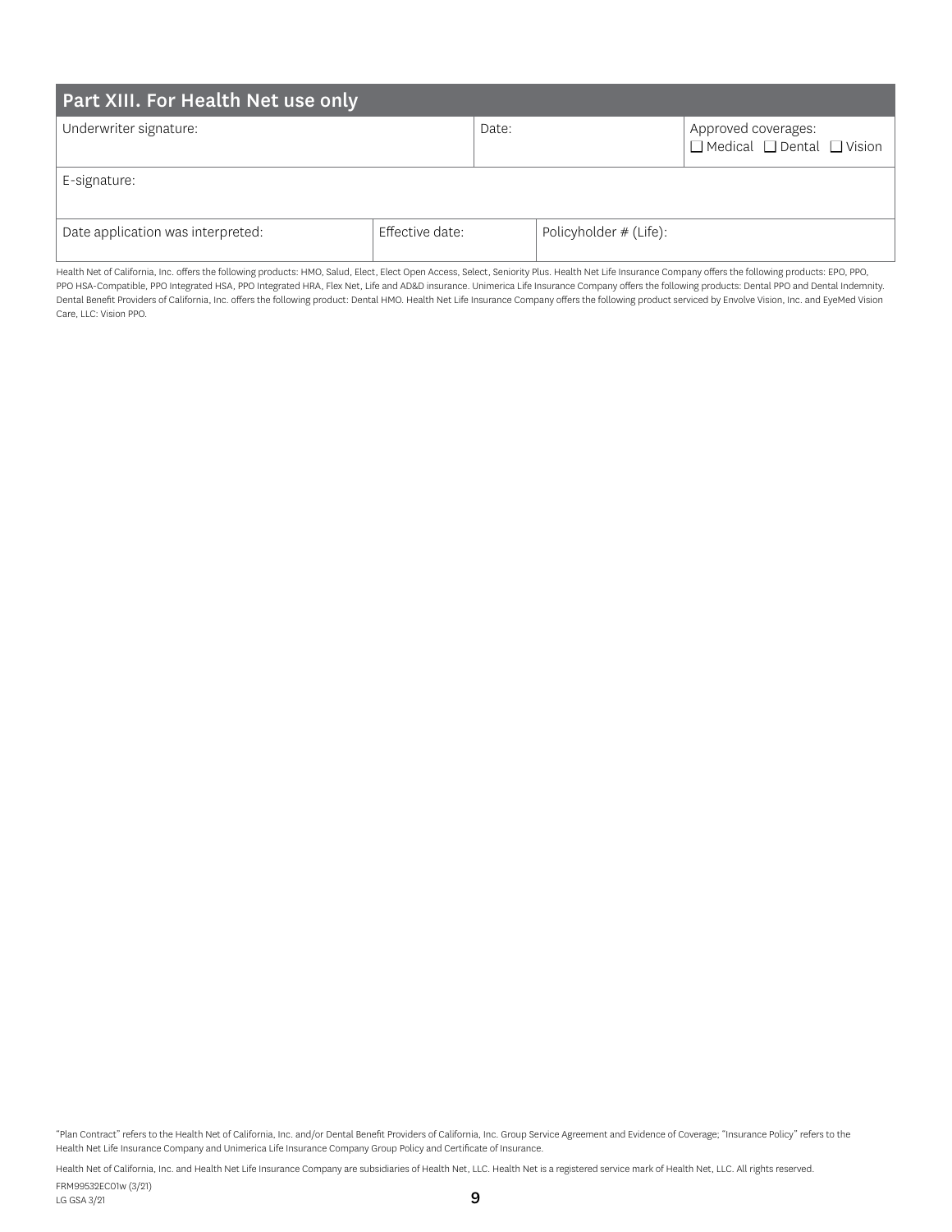## Part XIII. For Health Net use only

| Underwriter signature: | | Date: | | Approved coverages: ☐ Medical ☐ Dental ☐ Vision |
|---|---|---|---|---|
| E-signature: | | | | |
| Date application was interpreted: | Effective date: | | Policyholder # (Life): | |

Health Net of California, Inc. offers the following products: HMO, Salud, Elect, Elect Open Access, Select, Seniority Plus. Health Net Life Insurance Company offers the following products: EPO, PPO, PPO HSA-Compatible, PPO Integrated HSA, PPO Integrated HRA, Flex Net, Life and AD&D insurance. Unimerica Life Insurance Company offers the following products: Dental PPO and Dental Indemnity. Dental Benefit Providers of California, Inc. offers the following product: Dental HMO. Health Net Life Insurance Company offers the following product serviced by Envolve Vision, Inc. and EyeMed Vision Care, LLC: Vision PPO.

"Plan Contract" refers to the Health Net of California, Inc. and/or Dental Benefit Providers of California, Inc. Group Service Agreement and Evidence of Coverage; "Insurance Policy" refers to the Health Net Life Insurance Company and Unimerica Life Insurance Company Group Policy and Certificate of Insurance.

Health Net of California, Inc. and Health Net Life Insurance Company are subsidiaries of Health Net, LLC. Health Net is a registered service mark of Health Net, LLC. All rights reserved.

FRM99532EC01w (3/21)
LG GSA 3/21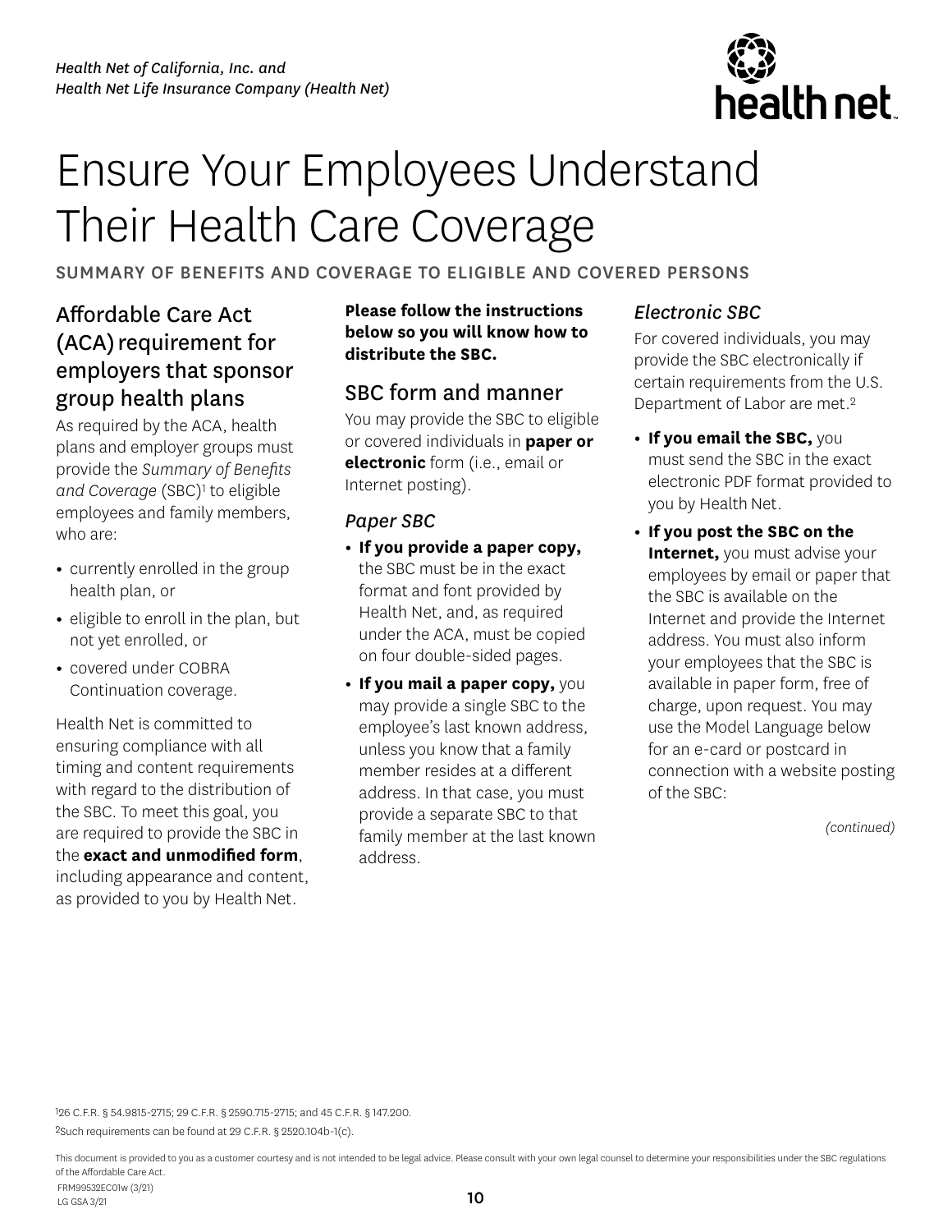*Health Net of California, Inc. and*
*Health Net Life Insurance Company (Health Net)*

# Ensure Your Employees Understand Their Health Care Coverage

SUMMARY OF BENEFITS AND COVERAGE TO ELIGIBLE AND COVERED PERSONS

## Affordable Care Act (ACA) requirement for employers that sponsor group health plans

As required by the ACA, health plans and employer groups must provide the *Summary of Benefits and Coverage* (SBC)[1] to eligible employees and family members, who are:

- currently enrolled in the group health plan, or
- eligible to enroll in the plan, but not yet enrolled, or
- covered under COBRA Continuation coverage.

Health Net is committed to ensuring compliance with all timing and content requirements with regard to the distribution of the SBC. To meet this goal, you are required to provide the SBC in the **exact and unmodified form**, including appearance and content, as provided to you by Health Net.

**Please follow the instructions below so you will know how to distribute the SBC.**

## SBC form and manner

You may provide the SBC to eligible or covered individuals in **paper or electronic** form (i.e., email or Internet posting).

### *Paper SBC*

- **If you provide a paper copy,** the SBC must be in the exact format and font provided by Health Net, and, as required under the ACA, must be copied on four double-sided pages.
- **If you mail a paper copy,** you may provide a single SBC to the employee's last known address, unless you know that a family member resides at a different address. In that case, you must provide a separate SBC to that family member at the last known address.

### *Electronic SBC*

For covered individuals, you may provide the SBC electronically if certain requirements from the U.S. Department of Labor are met.[2]

- **If you email the SBC,** you must send the SBC in the exact electronic PDF format provided to you by Health Net.
- **If you post the SBC on the Internet,** you must advise your employees by email or paper that the SBC is available on the Internet and provide the Internet address. You must also inform your employees that the SBC is available in paper form, free of charge, upon request. You may use the Model Language below for an e-card or postcard in connection with a website posting of the SBC:

*(continued)*

[1]26 C.F.R. § 54.9815-2715; 29 C.F.R. § 2590.715-2715; and 45 C.F.R. § 147.200.

[2]Such requirements can be found at 29 C.F.R. § 2520.104b-1(c).

This document is provided to you as a customer courtesy and is not intended to be legal advice. Please consult with your own legal counsel to determine your responsibilities under the SBC regulations of the Affordable Care Act.

FRM99532EC01w (3/21)
LG GSA 3/21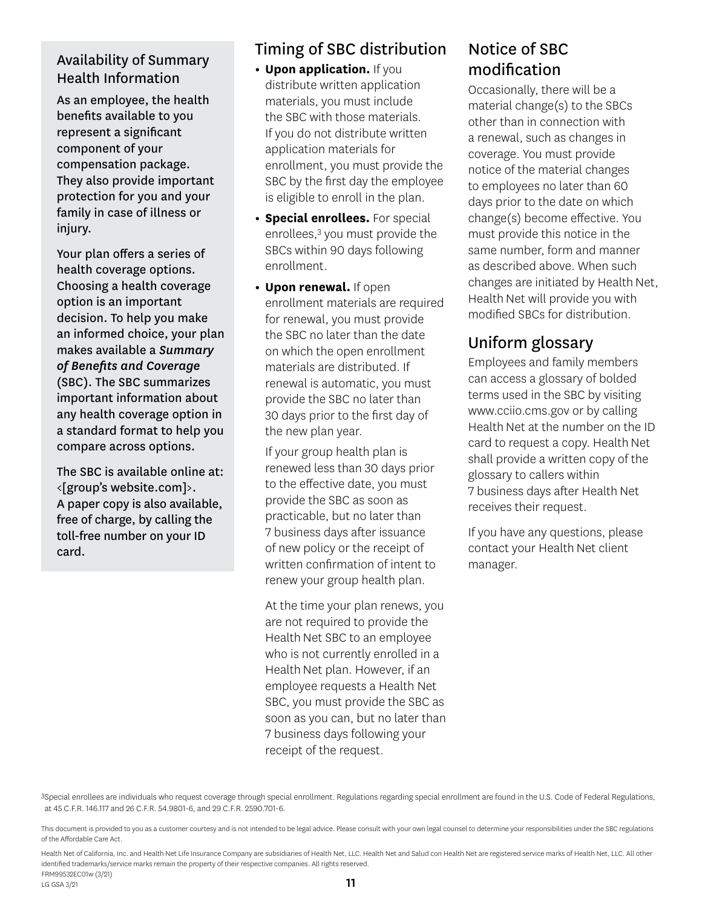## Availability of Summary Health Information

As an employee, the health benefits available to you represent a significant component of your compensation package. They also provide important protection for you and your family in case of illness or injury.

Your plan offers a series of health coverage options. Choosing a health coverage option is an important decision. To help you make an informed choice, your plan makes available a ***Summary of Benefits and Coverage*** (SBC). The SBC summarizes important information about any health coverage option in a standard format to help you compare across options.

The SBC is available online at: <[group's website.com]>. A paper copy is also available, free of charge, by calling the toll-free number on your ID card.

## Timing of SBC distribution

- **Upon application.** If you distribute written application materials, you must include the SBC with those materials. If you do not distribute written application materials for enrollment, you must provide the SBC by the first day the employee is eligible to enroll in the plan.
- **Special enrollees.** For special enrollees,[3] you must provide the SBCs within 90 days following enrollment.
- **Upon renewal.** If open enrollment materials are required for renewal, you must provide the SBC no later than the date on which the open enrollment materials are distributed. If renewal is automatic, you must provide the SBC no later than 30 days prior to the first day of the new plan year.

  If your group health plan is renewed less than 30 days prior to the effective date, you must provide the SBC as soon as practicable, but no later than 7 business days after issuance of new policy or the receipt of written confirmation of intent to renew your group health plan.

  At the time your plan renews, you are not required to provide the Health Net SBC to an employee who is not currently enrolled in a Health Net plan. However, if an employee requests a Health Net SBC, you must provide the SBC as soon as you can, but no later than 7 business days following your receipt of the request.

## Notice of SBC modification

Occasionally, there will be a material change(s) to the SBCs other than in connection with a renewal, such as changes in coverage. You must provide notice of the material changes to employees no later than 60 days prior to the date on which change(s) become effective. You must provide this notice in the same number, form and manner as described above. When such changes are initiated by Health Net, Health Net will provide you with modified SBCs for distribution.

## Uniform glossary

Employees and family members can access a glossary of bolded terms used in the SBC by visiting www.cciio.cms.gov or by calling Health Net at the number on the ID card to request a copy. Health Net shall provide a written copy of the glossary to callers within 7 business days after Health Net receives their request.

If you have any questions, please contact your Health Net client manager.

[3] Special enrollees are individuals who request coverage through special enrollment. Regulations regarding special enrollment are found in the U.S. Code of Federal Regulations, at 45 C.F.R. 146.117 and 26 C.F.R. 54.9801-6, and 29 C.F.R. 2590.701-6.

This document is provided to you as a customer courtesy and is not intended to be legal advice. Please consult with your own legal counsel to determine your responsibilities under the SBC regulations of the Affordable Care Act.

Health Net of California, Inc. and Health Net Life Insurance Company are subsidiaries of Health Net, LLC. Health Net and Salud con Health Net are registered service marks of Health Net, LLC. All other identified trademarks/service marks remain the property of their respective companies. All rights reserved.

FRM99532EC01w (3/21)

LG GSA 3/21